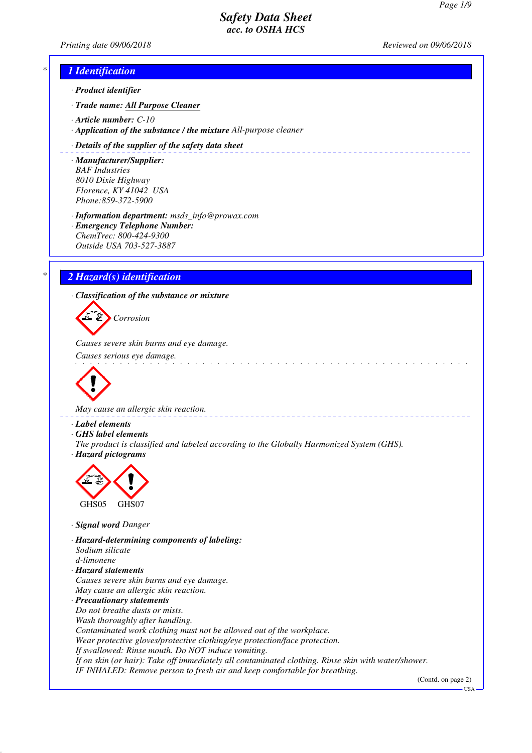# Safety Data Sheet
## acc. to OSHA HCS

Printing date 09/06/2018 Reviewed on 09/06/2018

## 1 Identification

· **Product identifier**

· **Trade name:** All Purpose Cleaner

· **Article number:** C-10

· **Application of the substance / the mixture** All-purpose cleaner

· **Details of the supplier of the safety data sheet**

· **Manufacturer/Supplier:**
BAF Industries
8010 Dixie Highway
Florence, KY 41042 USA
Phone:859-372-5900

· **Information department:** msds_info@prowax.com

· **Emergency Telephone Number:**
ChemTrec: 800-424-9300
Outside USA 703-527-3887

## 2 Hazard(s) identification

· **Classification of the substance or mixture**

Corrosion

Causes severe skin burns and eye damage.
Causes serious eye damage.

May cause an allergic skin reaction.

· **Label elements**

· **GHS label elements**
The product is classified and labeled according to the Globally Harmonized System (GHS).

· **Hazard pictograms**

GHS05 GHS07

· **Signal word** Danger

· **Hazard-determining components of labeling:**
Sodium silicate
d-limonene

· **Hazard statements**
Causes severe skin burns and eye damage.
May cause an allergic skin reaction.

· **Precautionary statements**
Do not breathe dusts or mists.
Wash thoroughly after handling.
Contaminated work clothing must not be allowed out of the workplace.
Wear protective gloves/protective clothing/eye protection/face protection.
If swallowed: Rinse mouth. Do NOT induce vomiting.
If on skin (or hair): Take off immediately all contaminated clothing. Rinse skin with water/shower.
IF INHALED: Remove person to fresh air and keep comfortable for breathing.

(Contd. on page 2)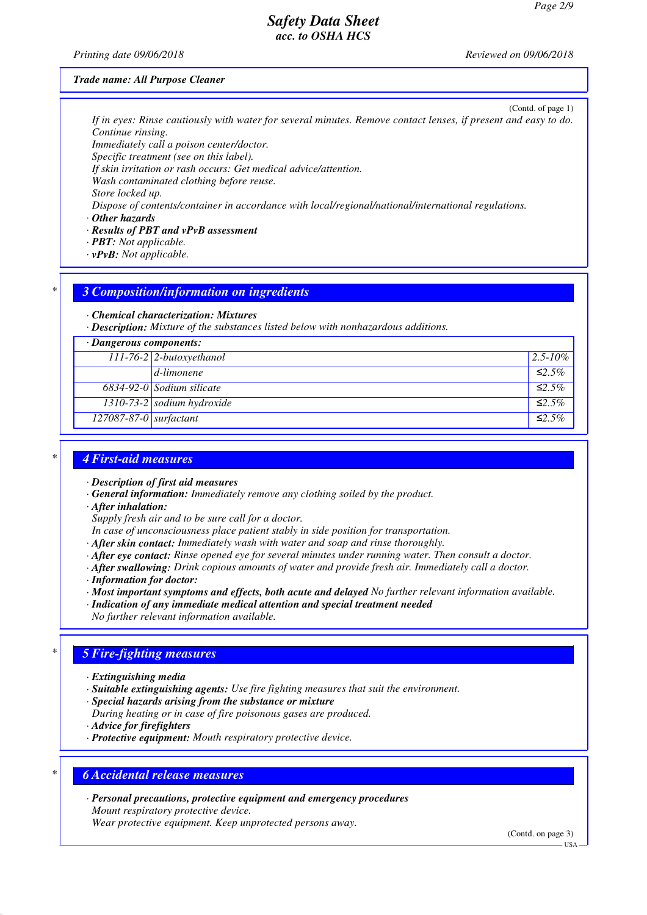*Trade name: All Purpose Cleaner*

(Contd. of page 1)

*If in eyes: Rinse cautiously with water for several minutes. Remove contact lenses, if present and easy to do. Continue rinsing.*
*Immediately call a poison center/doctor.*
*Specific treatment (see on this label).*
*If skin irritation or rash occurs: Get medical advice/attention.*
*Wash contaminated clothing before reuse.*
*Store locked up.*
*Dispose of contents/container in accordance with local/regional/national/international regulations.*

· ***Other hazards***
· ***Results of PBT and vPvB assessment***
· ***PBT:*** *Not applicable.*
· ***vPvB:*** *Not applicable.*

## 3 Composition/information on ingredients

· ***Chemical characterization: Mixtures***
· ***Description:*** *Mixture of the substances listed below with nonhazardous additions.*

| · Dangerous components: | | |
|---|---|---|
| 111-76-2 | 2-butoxyethanol | 2.5-10% |
| | d-limonene | ≤2.5% |
| 6834-92-0 | Sodium silicate | ≤2.5% |
| 1310-73-2 | sodium hydroxide | ≤2.5% |
| 127087-87-0 | surfactant | ≤2.5% |

## 4 First-aid measures

· ***Description of first aid measures***
· ***General information:*** *Immediately remove any clothing soiled by the product.*
· ***After inhalation:***
*Supply fresh air and to be sure call for a doctor.*
*In case of unconsciousness place patient stably in side position for transportation.*
· ***After skin contact:*** *Immediately wash with water and soap and rinse thoroughly.*
· ***After eye contact:*** *Rinse opened eye for several minutes under running water. Then consult a doctor.*
· ***After swallowing:*** *Drink copious amounts of water and provide fresh air. Immediately call a doctor.*
· ***Information for doctor:***
· ***Most important symptoms and effects, both acute and delayed*** *No further relevant information available.*
· ***Indication of any immediate medical attention and special treatment needed***
*No further relevant information available.*

## 5 Fire-fighting measures

· ***Extinguishing media***
· ***Suitable extinguishing agents:*** *Use fire fighting measures that suit the environment.*
· ***Special hazards arising from the substance or mixture***
*During heating or in case of fire poisonous gases are produced.*
· ***Advice for firefighters***
· ***Protective equipment:*** *Mouth respiratory protective device.*

## 6 Accidental release measures

· ***Personal precautions, protective equipment and emergency procedures***
*Mount respiratory protective device.*
*Wear protective equipment. Keep unprotected persons away.*

(Contd. on page 3)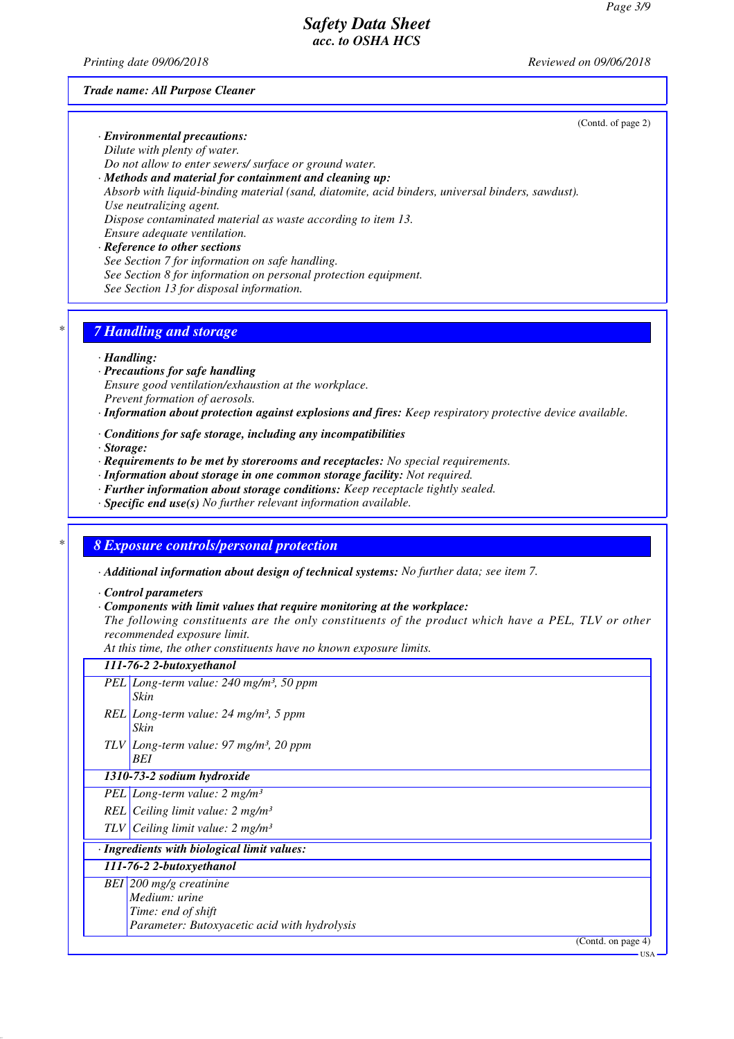(Contd. of page 2)

· **Environmental precautions:**
Dilute with plenty of water.
Do not allow to enter sewers/ surface or ground water.

· **Methods and material for containment and cleaning up:**
Absorb with liquid-binding material (sand, diatomite, acid binders, universal binders, sawdust).
Use neutralizing agent.
Dispose contaminated material as waste according to item 13.
Ensure adequate ventilation.

· **Reference to other sections**
See Section 7 for information on safe handling.
See Section 8 for information on personal protection equipment.
See Section 13 for disposal information.

## 7 Handling and storage

· **Handling:**

· **Precautions for safe handling**
Ensure good ventilation/exhaustion at the workplace.
Prevent formation of aerosols.

· **Information about protection against explosions and fires:** Keep respiratory protective device available.

· **Conditions for safe storage, including any incompatibilities**

· **Storage:**

· **Requirements to be met by storerooms and receptacles:** No special requirements.

· **Information about storage in one common storage facility:** Not required.

· **Further information about storage conditions:** Keep receptacle tightly sealed.

· **Specific end use(s)** No further relevant information available.

## 8 Exposure controls/personal protection

· **Additional information about design of technical systems:** No further data; see item 7.

· **Control parameters**

· **Components with limit values that require monitoring at the workplace:**
The following constituents are the only constituents of the product which have a PEL, TLV or other recommended exposure limit.
At this time, the other constituents have no known exposure limits.

| **111-76-2 2-butoxyethanol** | |
|---|---|
| PEL | Long-term value: 240 mg/m³, 50 ppm<br>Skin |
| REL | Long-term value: 24 mg/m³, 5 ppm<br>Skin |
| TLV | Long-term value: 97 mg/m³, 20 ppm<br>BEI |
| **1310-73-2 sodium hydroxide** | |
| PEL | Long-term value: 2 mg/m³ |
| REL | Ceiling limit value: 2 mg/m³ |
| TLV | Ceiling limit value: 2 mg/m³ |

· **Ingredients with biological limit values:**

| **111-76-2 2-butoxyethanol** | |
|---|---|
| BEI | 200 mg/g creatinine<br>Medium: urine<br>Time: end of shift<br>Parameter: Butoxyacetic acid with hydrolysis |

(Contd. on page 4)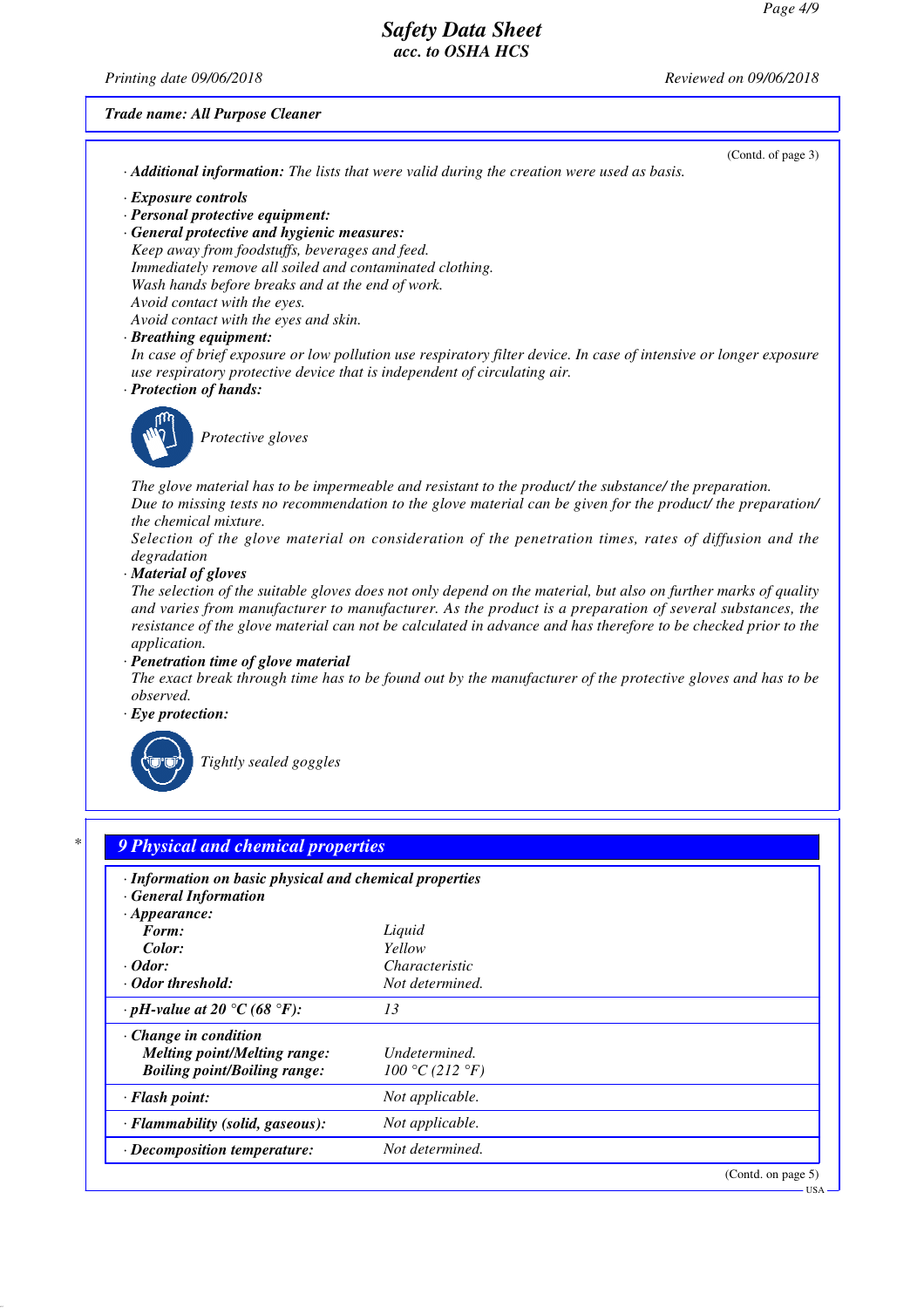Trade name: All Purpose Cleaner

(Contd. of page 3)

· **Additional information:** The lists that were valid during the creation were used as basis.

· **Exposure controls**
· **Personal protective equipment:**
· **General protective and hygienic measures:**
Keep away from foodstuffs, beverages and feed.
Immediately remove all soiled and contaminated clothing.
Wash hands before breaks and at the end of work.
Avoid contact with the eyes.
Avoid contact with the eyes and skin.
· **Breathing equipment:**
In case of brief exposure or low pollution use respiratory filter device. In case of intensive or longer exposure use respiratory protective device that is independent of circulating air.
· **Protection of hands:**

Protective gloves

The glove material has to be impermeable and resistant to the product/ the substance/ the preparation.
Due to missing tests no recommendation to the glove material can be given for the product/ the preparation/ the chemical mixture.
Selection of the glove material on consideration of the penetration times, rates of diffusion and the degradation
· **Material of gloves**
The selection of the suitable gloves does not only depend on the material, but also on further marks of quality and varies from manufacturer to manufacturer. As the product is a preparation of several substances, the resistance of the glove material can not be calculated in advance and has therefore to be checked prior to the application.
· **Penetration time of glove material**
The exact break through time has to be found out by the manufacturer of the protective gloves and has to be observed.
· **Eye protection:**

Tightly sealed goggles

## 9 Physical and chemical properties

· **Information on basic physical and chemical properties**
· **General Information**
· **Appearance:**

| | |
|---|---|
| **Form:** | Liquid |
| **Color:** | Yellow |
| · **Odor:** | Characteristic |
| · **Odor threshold:** | Not determined. |
| · **pH-value at 20 °C (68 °F):** | 13 |
| · **Change in condition** | |
| **Melting point/Melting range:** | Undetermined. |
| **Boiling point/Boiling range:** | 100 °C (212 °F) |
| · **Flash point:** | Not applicable. |
| · **Flammability (solid, gaseous):** | Not applicable. |
| · **Decomposition temperature:** | Not determined. |

(Contd. on page 5)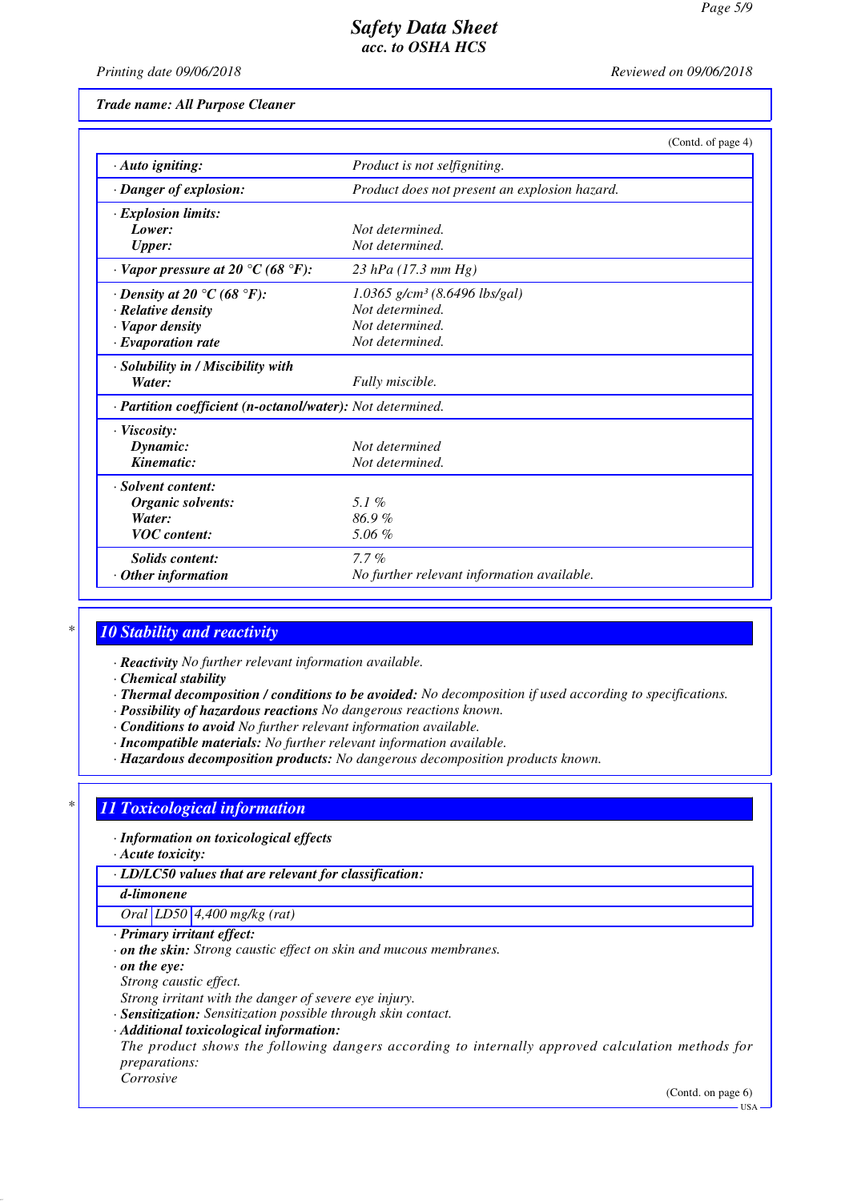Trade name: All Purpose Cleaner

(Contd. of page 4)

| | |
|---|---|
| · **Auto igniting:** | Product is not selfigniting. |
| · **Danger of explosion:** | Product does not present an explosion hazard. |
| · **Explosion limits:** | |
| **Lower:** | Not determined. |
| **Upper:** | Not determined. |
| · **Vapor pressure at 20 °C (68 °F):** | 23 hPa (17.3 mm Hg) |
| · **Density at 20 °C (68 °F):** | 1.0365 g/cm³ (8.6496 lbs/gal) |
| · **Relative density** | Not determined. |
| · **Vapor density** | Not determined. |
| · **Evaporation rate** | Not determined. |
| · **Solubility in / Miscibility with** | |
| **Water:** | Fully miscible. |
| · **Partition coefficient (n-octanol/water):** | Not determined. |
| · **Viscosity:** | |
| **Dynamic:** | Not determined |
| **Kinematic:** | Not determined. |
| · **Solvent content:** | |
| **Organic solvents:** | 5.1 % |
| **Water:** | 86.9 % |
| **VOC content:** | 5.06 % |
| **Solids content:** | 7.7 % |
| · **Other information** | No further relevant information available. |

## * 10 Stability and reactivity

· **Reactivity** No further relevant information available.
· **Chemical stability**
· **Thermal decomposition / conditions to be avoided:** No decomposition if used according to specifications.
· **Possibility of hazardous reactions** No dangerous reactions known.
· **Conditions to avoid** No further relevant information available.
· **Incompatible materials:** No further relevant information available.
· **Hazardous decomposition products:** No dangerous decomposition products known.

## * 11 Toxicological information

· **Information on toxicological effects**
· **Acute toxicity:**

| · **LD/LC50 values that are relevant for classification:** | | |
|---|---|---|
| **d-limonene** | | |
| Oral | LD50 | 4,400 mg/kg (rat) |

· **Primary irritant effect:**
· **on the skin:** Strong caustic effect on skin and mucous membranes.
· **on the eye:**
Strong caustic effect.
Strong irritant with the danger of severe eye injury.
· **Sensitization:** Sensitization possible through skin contact.
· **Additional toxicological information:**
The product shows the following dangers according to internally approved calculation methods for preparations:
Corrosive

(Contd. on page 6)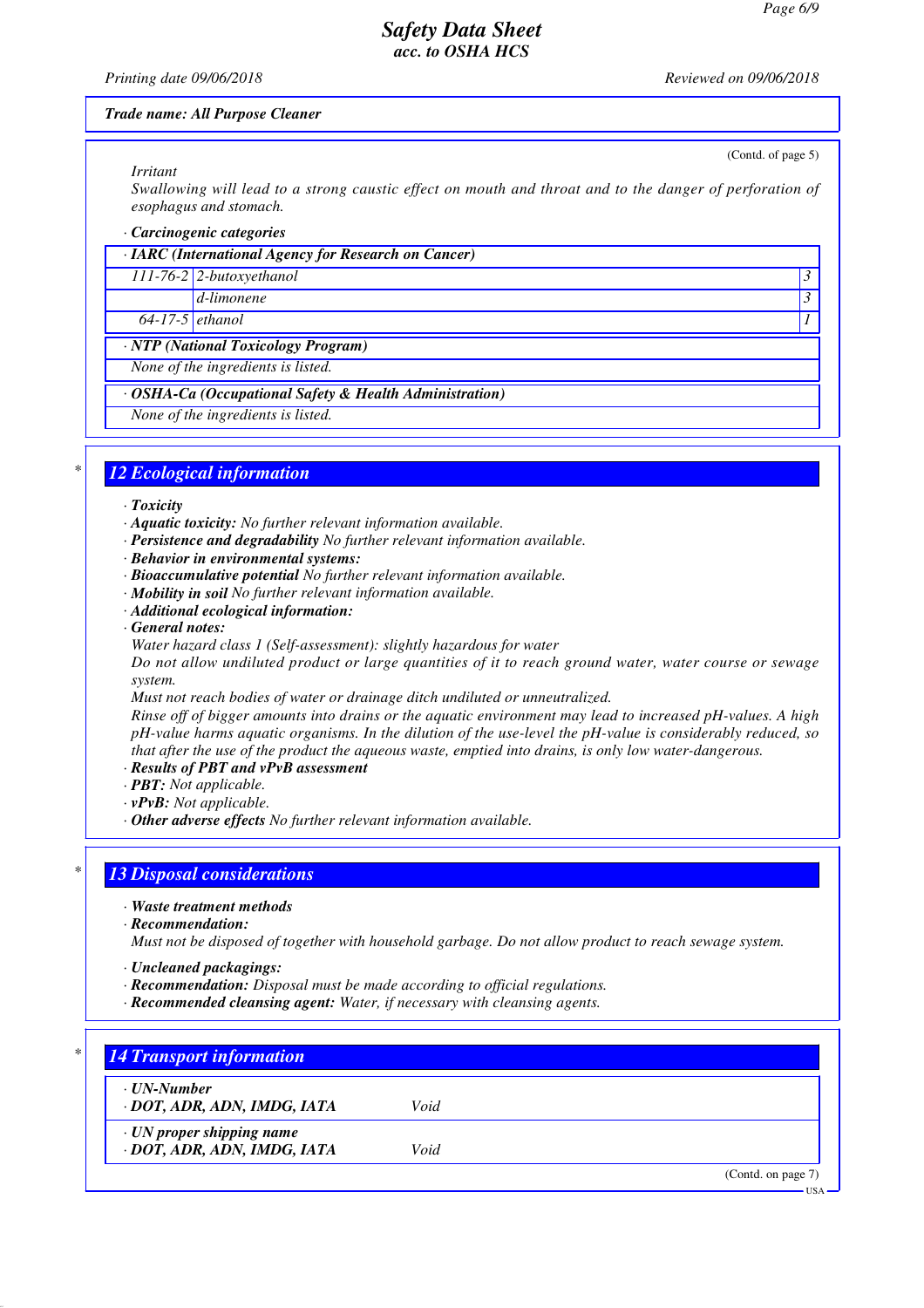*Trade name: All Purpose Cleaner*

(Contd. of page 5)

*Irritant*

*Swallowing will lead to a strong caustic effect on mouth and throat and to the danger of perforation of esophagus and stomach.*

· **Carcinogenic categories**

| · IARC (International Agency for Research on Cancer) | | |
|---|---|---|
| 111-76-2 | 2-butoxyethanol | 3 |
| | d-limonene | 3 |
| 64-17-5 | ethanol | 1 |

· **NTP (National Toxicology Program)**

None of the ingredients is listed.

· **OSHA-Ca (Occupational Safety & Health Administration)**

None of the ingredients is listed.

## 12 Ecological information

· **Toxicity**
· **Aquatic toxicity:** No further relevant information available.
· **Persistence and degradability** No further relevant information available.
· **Behavior in environmental systems:**
· **Bioaccumulative potential** No further relevant information available.
· **Mobility in soil** No further relevant information available.
· **Additional ecological information:**
· **General notes:**

Water hazard class 1 (Self-assessment): slightly hazardous for water

Do not allow undiluted product or large quantities of it to reach ground water, water course or sewage system.

Must not reach bodies of water or drainage ditch undiluted or unneutralized.

Rinse off of bigger amounts into drains or the aquatic environment may lead to increased pH-values. A high pH-value harms aquatic organisms. In the dilution of the use-level the pH-value is considerably reduced, so that after the use of the product the aqueous waste, emptied into drains, is only low water-dangerous.

· **Results of PBT and vPvB assessment**
· **PBT:** Not applicable.
· **vPvB:** Not applicable.
· **Other adverse effects** No further relevant information available.

## 13 Disposal considerations

· **Waste treatment methods**
· **Recommendation:**

Must not be disposed of together with household garbage. Do not allow product to reach sewage system.

· **Uncleaned packagings:**
· **Recommendation:** Disposal must be made according to official regulations.
· **Recommended cleansing agent:** Water, if necessary with cleansing agents.

## 14 Transport information

| | |
|---|---|
| · **UN-Number** | |
| · **DOT, ADR, ADN, IMDG, IATA** | Void |
| · **UN proper shipping name** | |
| · **DOT, ADR, ADN, IMDG, IATA** | Void |

(Contd. on page 7)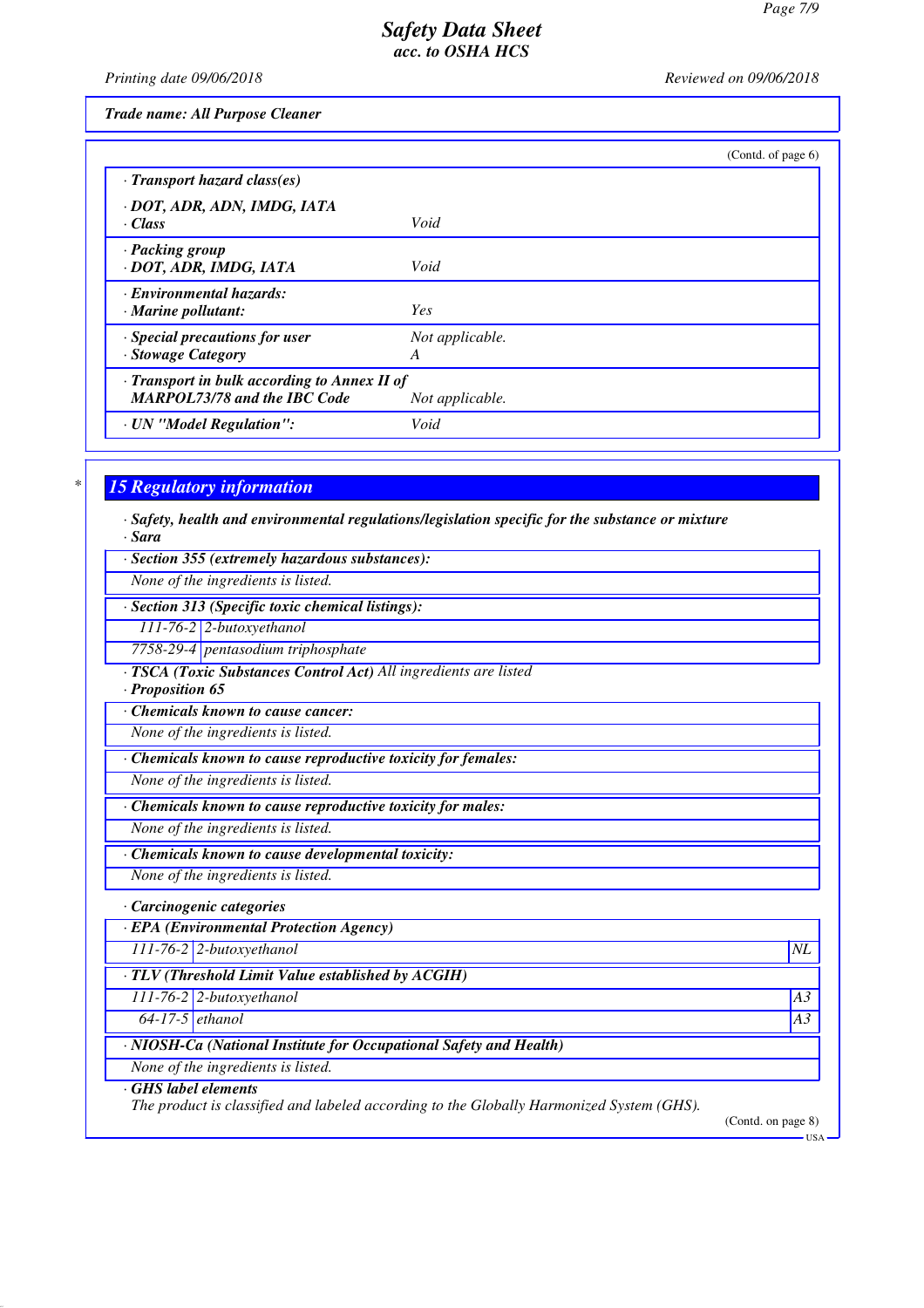*Trade name: All Purpose Cleaner*

(Contd. of page 6)

| | |
|---|---|
| · **Transport hazard class(es)** | |
| · **DOT, ADR, ADN, IMDG, IATA** | |
| · **Class** | Void |
| · **Packing group** | |
| · **DOT, ADR, IMDG, IATA** | Void |
| · **Environmental hazards:** | |
| · **Marine pollutant:** | Yes |
| · **Special precautions for user** | Not applicable. |
| · **Stowage Category** | A |
| · **Transport in bulk according to Annex II of MARPOL73/78 and the IBC Code** | Not applicable. |
| · **UN "Model Regulation":** | Void |

\*

## 15 Regulatory information

· **Safety, health and environmental regulations/legislation specific for the substance or mixture**
· **Sara**

· **Section 355 (extremely hazardous substances):**
None of the ingredients is listed.

· **Section 313 (Specific toxic chemical listings):**

| | |
|---|---|
| 111-76-2 | 2-butoxyethanol |
| 7758-29-4 | pentasodium triphosphate |

· **TSCA (Toxic Substances Control Act)** All ingredients are listed
· **Proposition 65**

· **Chemicals known to cause cancer:**
None of the ingredients is listed.

· **Chemicals known to cause reproductive toxicity for females:**
None of the ingredients is listed.

· **Chemicals known to cause reproductive toxicity for males:**
None of the ingredients is listed.

· **Chemicals known to cause developmental toxicity:**
None of the ingredients is listed.

· **Carcinogenic categories**

· **EPA (Environmental Protection Agency)**

| | | |
|---|---|---|
| 111-76-2 | 2-butoxyethanol | NL |

· **TLV (Threshold Limit Value established by ACGIH)**

| | | |
|---|---|---|
| 111-76-2 | 2-butoxyethanol | A3 |
| 64-17-5 | ethanol | A3 |

· **NIOSH-Ca (National Institute for Occupational Safety and Health)**
None of the ingredients is listed.

· **GHS label elements**
The product is classified and labeled according to the Globally Harmonized System (GHS).

(Contd. on page 8)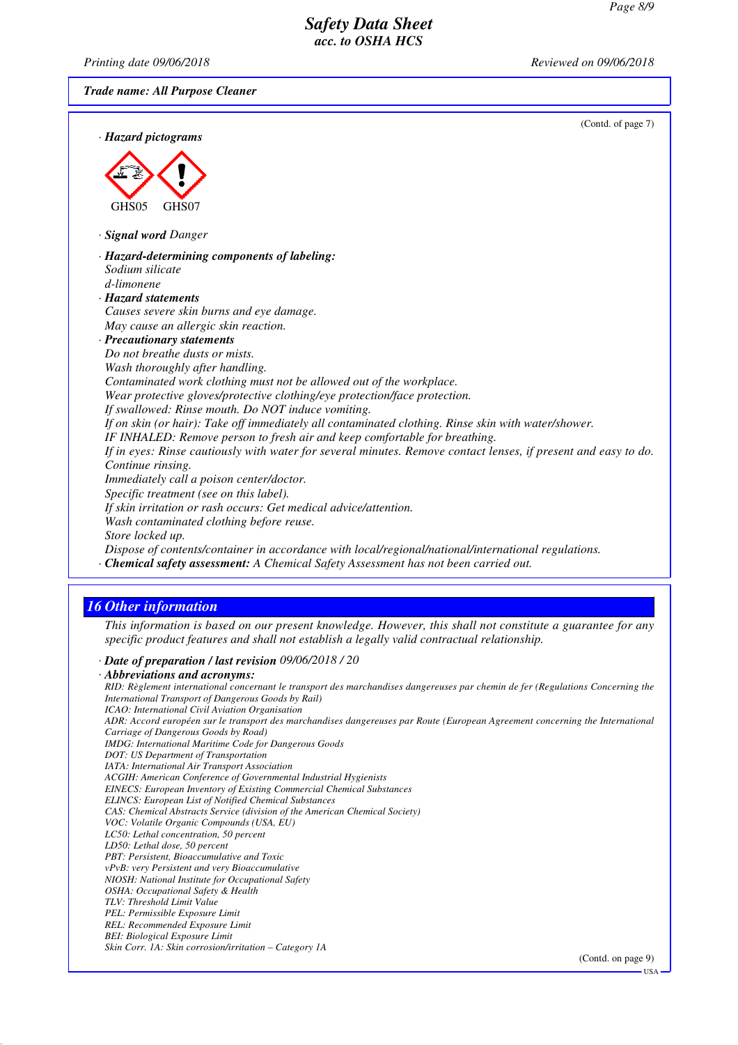Trade name: All Purpose Cleaner

(Contd. of page 7)

· **Hazard pictograms**

GHS05 GHS07

· **Signal word** *Danger*

· **Hazard-determining components of labeling:**
*Sodium silicate*
*d-limonene*

· **Hazard statements**
*Causes severe skin burns and eye damage.*
*May cause an allergic skin reaction.*

· **Precautionary statements**
*Do not breathe dusts or mists.*
*Wash thoroughly after handling.*
*Contaminated work clothing must not be allowed out of the workplace.*
*Wear protective gloves/protective clothing/eye protection/face protection.*
*If swallowed: Rinse mouth. Do NOT induce vomiting.*
*If on skin (or hair): Take off immediately all contaminated clothing. Rinse skin with water/shower.*
*IF INHALED: Remove person to fresh air and keep comfortable for breathing.*
*If in eyes: Rinse cautiously with water for several minutes. Remove contact lenses, if present and easy to do. Continue rinsing.*
*Immediately call a poison center/doctor.*
*Specific treatment (see on this label).*
*If skin irritation or rash occurs: Get medical advice/attention.*
*Wash contaminated clothing before reuse.*
*Store locked up.*
*Dispose of contents/container in accordance with local/regional/national/international regulations.*

· **Chemical safety assessment:** *A Chemical Safety Assessment has not been carried out.*

## 16 Other information

*This information is based on our present knowledge. However, this shall not constitute a guarantee for any specific product features and shall not establish a legally valid contractual relationship.*

· **Date of preparation / last revision** *09/06/2018 / 20*

· **Abbreviations and acronyms:**
*RID: Règlement international concernant le transport des marchandises dangereuses par chemin de fer (Regulations Concerning the International Transport of Dangerous Goods by Rail)*
*ICAO: International Civil Aviation Organisation*
*ADR: Accord européen sur le transport des marchandises dangereuses par Route (European Agreement concerning the International Carriage of Dangerous Goods by Road)*
*IMDG: International Maritime Code for Dangerous Goods*
*DOT: US Department of Transportation*
*IATA: International Air Transport Association*
*ACGIH: American Conference of Governmental Industrial Hygienists*
*EINECS: European Inventory of Existing Commercial Chemical Substances*
*ELINCS: European List of Notified Chemical Substances*
*CAS: Chemical Abstracts Service (division of the American Chemical Society)*
*VOC: Volatile Organic Compounds (USA, EU)*
*LC50: Lethal concentration, 50 percent*
*LD50: Lethal dose, 50 percent*
*PBT: Persistent, Bioaccumulative and Toxic*
*vPvB: very Persistent and very Bioaccumulative*
*NIOSH: National Institute for Occupational Safety*
*OSHA: Occupational Safety & Health*
*TLV: Threshold Limit Value*
*PEL: Permissible Exposure Limit*
*REL: Recommended Exposure Limit*
*BEI: Biological Exposure Limit*
*Skin Corr. 1A: Skin corrosion/irritation – Category 1A*

(Contd. on page 9)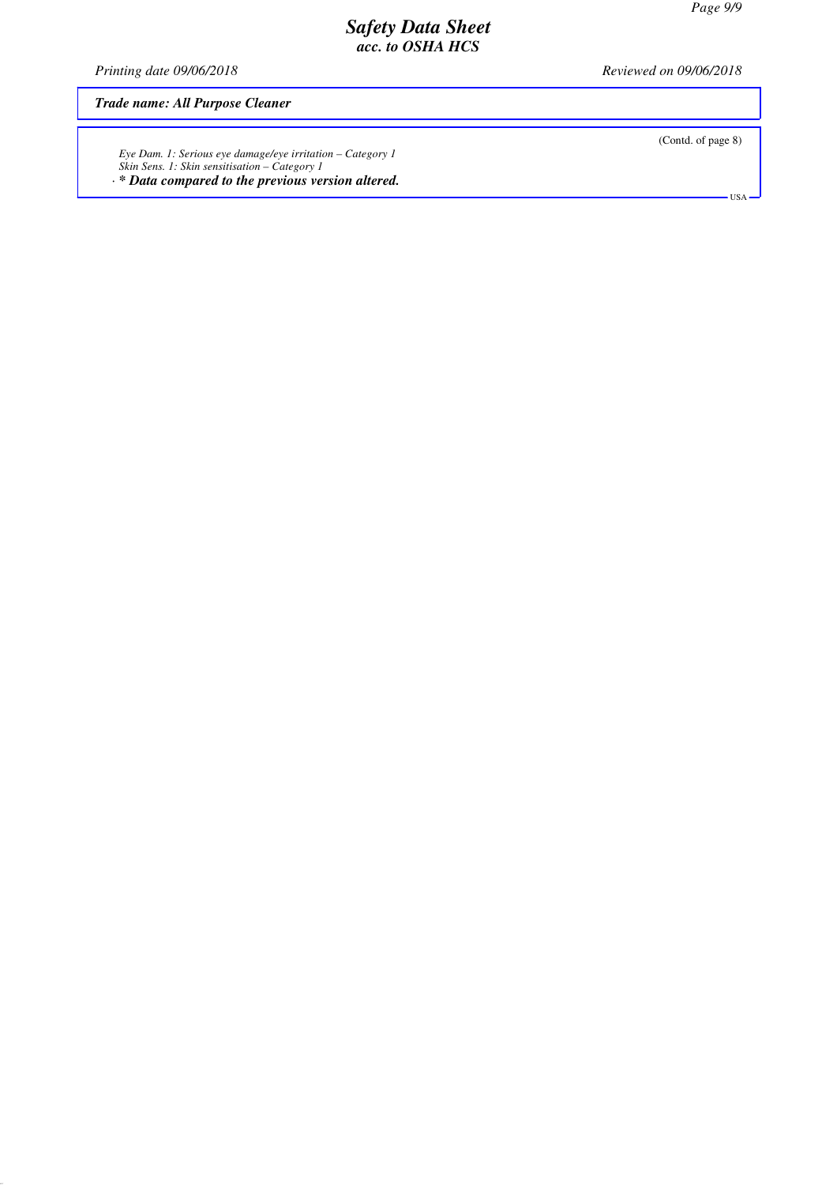(Contd. of page 8)

*Eye Dam. 1: Serious eye damage/eye irritation – Category 1*
*Skin Sens. 1: Skin sensitisation – Category 1*

· ***\* Data compared to the previous version altered.***